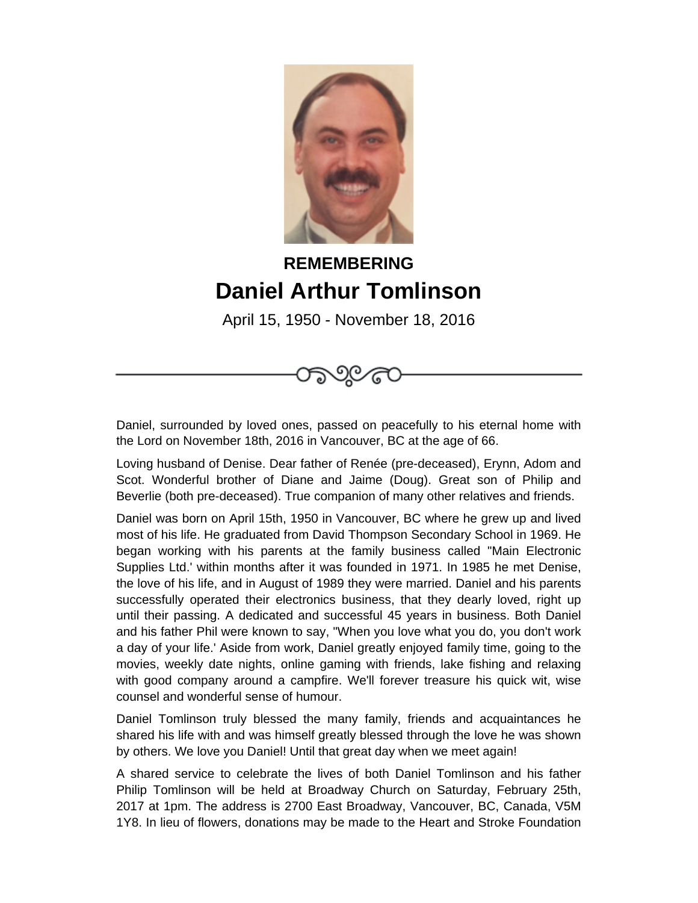**REMEMBERING**

# Daniel Arthur Tomlinson

April 15, 1950 - November 18, 2016

Daniel, surrounded by loved ones, passed on peacefully to his eternal home with the Lord on November 18th, 2016 in Vancouver, BC at the age of 66.

Loving husband of Denise. Dear father of Renée (pre-deceased), Erynn, Adom and Scot. Wonderful brother of Diane and Jaime (Doug). Great son of Philip and Beverlie (both pre-deceased). True companion of many other relatives and friends.

Daniel was born on April 15th, 1950 in Vancouver, BC where he grew up and lived most of his life. He graduated from David Thompson Secondary School in 1969. He began working with his parents at the family business called "Main Electronic Supplies Ltd.' within months after it was founded in 1971. In 1985 he met Denise, the love of his life, and in August of 1989 they were married. Daniel and his parents successfully operated their electronics business, that they dearly loved, right up until their passing. A dedicated and successful 45 years in business. Both Daniel and his father Phil were known to say, "When you love what you do, you don't work a day of your life.' Aside from work, Daniel greatly enjoyed family time, going to the movies, weekly date nights, online gaming with friends, lake fishing and relaxing with good company around a campfire. We'll forever treasure his quick wit, wise counsel and wonderful sense of humour.

Daniel Tomlinson truly blessed the many family, friends and acquaintances he shared his life with and was himself greatly blessed through the love he was shown by others. We love you Daniel! Until that great day when we meet again!

A shared service to celebrate the lives of both Daniel Tomlinson and his father Philip Tomlinson will be held at Broadway Church on Saturday, February 25th, 2017 at 1pm. The address is 2700 East Broadway, Vancouver, BC, Canada, V5M 1Y8. In lieu of flowers, donations may be made to the Heart and Stroke Foundation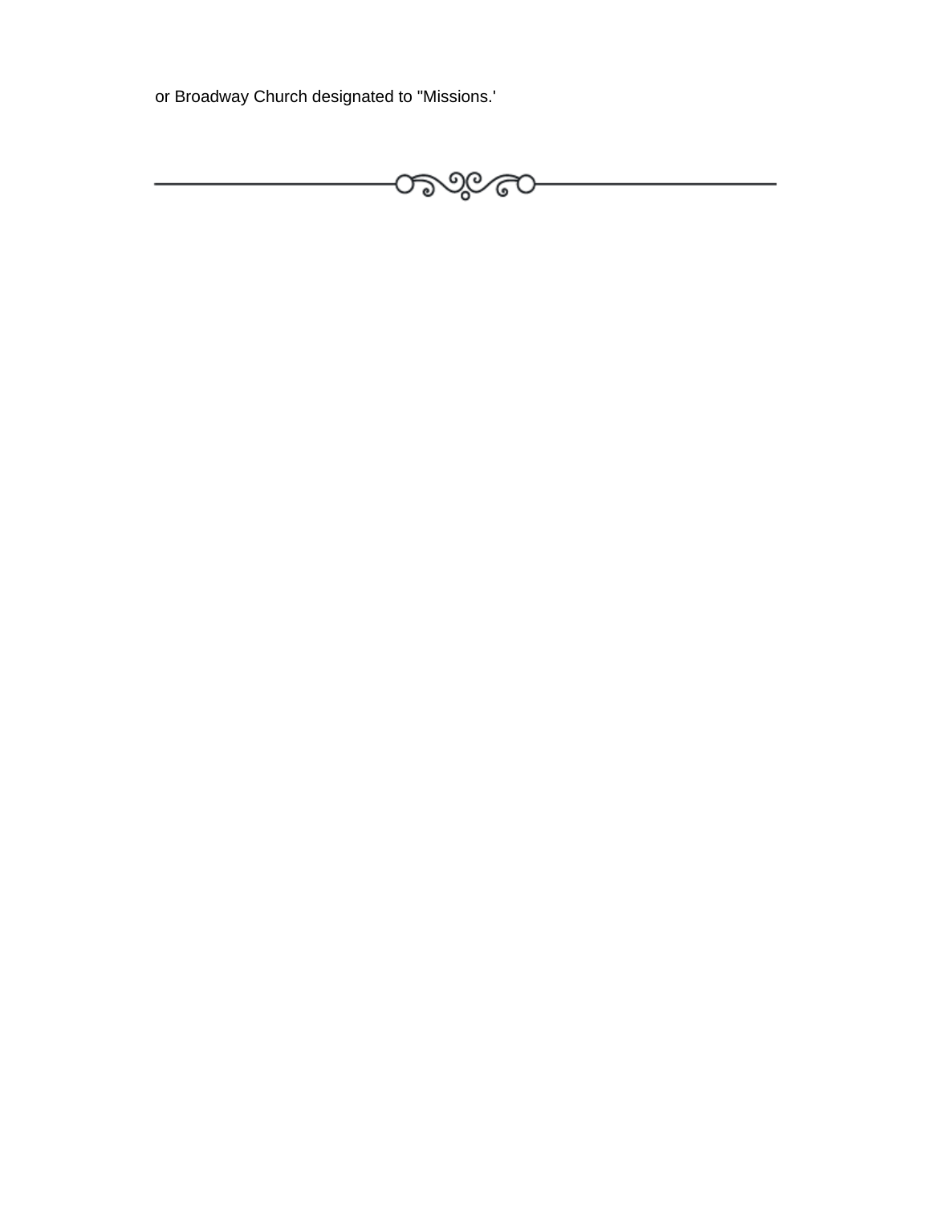or Broadway Church designated to "Missions.'

---